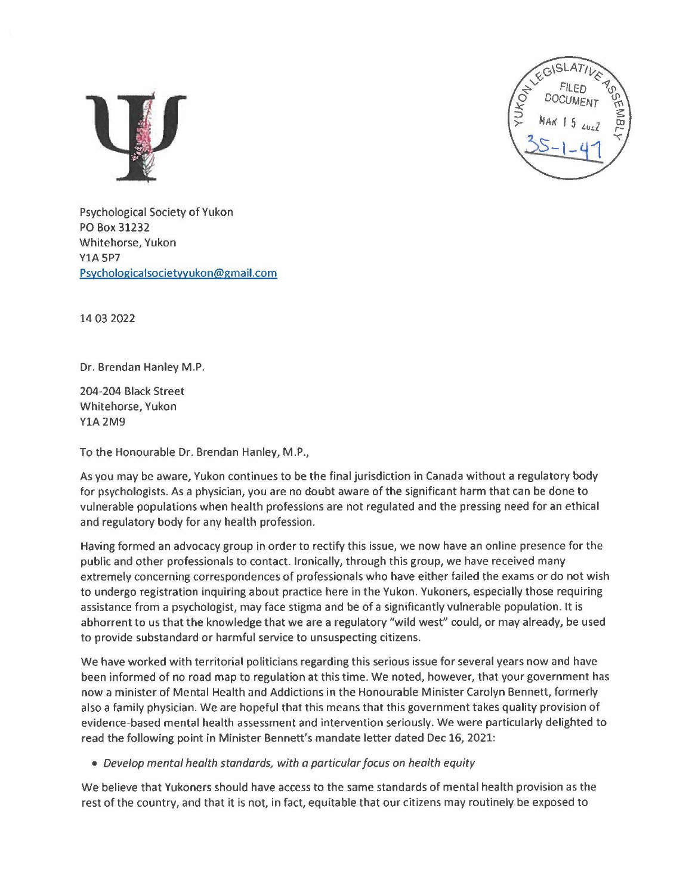Psychological Society of Yukon
PO Box 31232
Whitehorse, Yukon
Y1A 5P7
Psychologicalsocietyyukon@gmail.com

14 03 2022

Dr. Brendan Hanley M.P.

204-204 Black Street
Whitehorse, Yukon
Y1A 2M9

To the Honourable Dr. Brendan Hanley, M.P.,

As you may be aware, Yukon continues to be the final jurisdiction in Canada without a regulatory body for psychologists. As a physician, you are no doubt aware of the significant harm that can be done to vulnerable populations when health professions are not regulated and the pressing need for an ethical and regulatory body for any health profession.

Having formed an advocacy group in order to rectify this issue, we now have an online presence for the public and other professionals to contact. Ironically, through this group, we have received many extremely concerning correspondences of professionals who have either failed the exams or do not wish to undergo registration inquiring about practice here in the Yukon. Yukoners, especially those requiring assistance from a psychologist, may face stigma and be of a significantly vulnerable population. It is abhorrent to us that the knowledge that we are a regulatory "wild west" could, or may already, be used to provide substandard or harmful service to unsuspecting citizens.

We have worked with territorial politicians regarding this serious issue for several years now and have been informed of no road map to regulation at this time. We noted, however, that your government has now a minister of Mental Health and Addictions in the Honourable Minister Carolyn Bennett, formerly also a family physician. We are hopeful that this means that this government takes quality provision of evidence-based mental health assessment and intervention seriously. We were particularly delighted to read the following point in Minister Bennett's mandate letter dated Dec 16, 2021:

- *Develop mental health standards, with a particular focus on health equity*

We believe that Yukoners should have access to the same standards of mental health provision as the rest of the country, and that it is not, in fact, equitable that our citizens may routinely be exposed to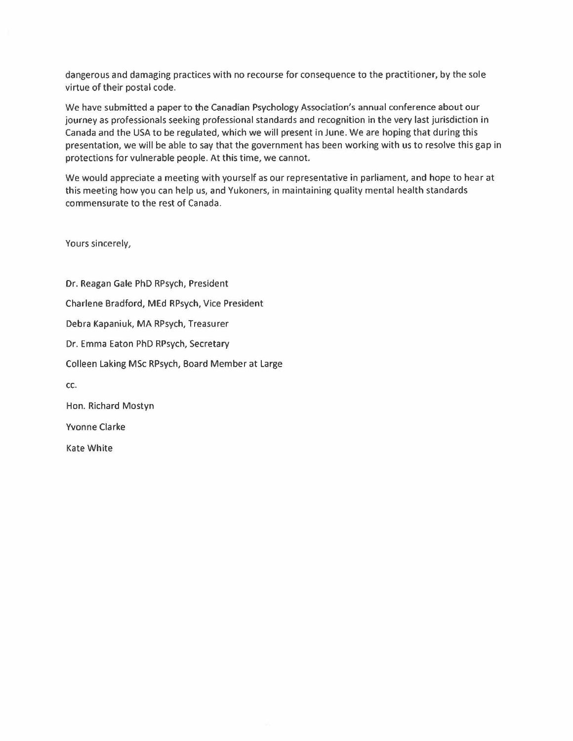dangerous and damaging practices with no recourse for consequence to the practitioner, by the sole virtue of their postal code.

We have submitted a paper to the Canadian Psychology Association's annual conference about our journey as professionals seeking professional standards and recognition in the very last jurisdiction in Canada and the USA to be regulated, which we will present in June. We are hoping that during this presentation, we will be able to say that the government has been working with us to resolve this gap in protections for vulnerable people. At this time, we cannot.

We would appreciate a meeting with yourself as our representative in parliament, and hope to hear at this meeting how you can help us, and Yukoners, in maintaining quality mental health standards commensurate to the rest of Canada.

Yours sincerely,

Dr. Reagan Gale PhD RPsych, President

Charlene Bradford, MEd RPsych, Vice President

Debra Kapaniuk, MA RPsych, Treasurer

Dr. Emma Eaton PhD RPsych, Secretary

Colleen Laking MSc RPsych, Board Member at Large

cc.

Hon. Richard Mostyn

Yvonne Clarke

Kate White